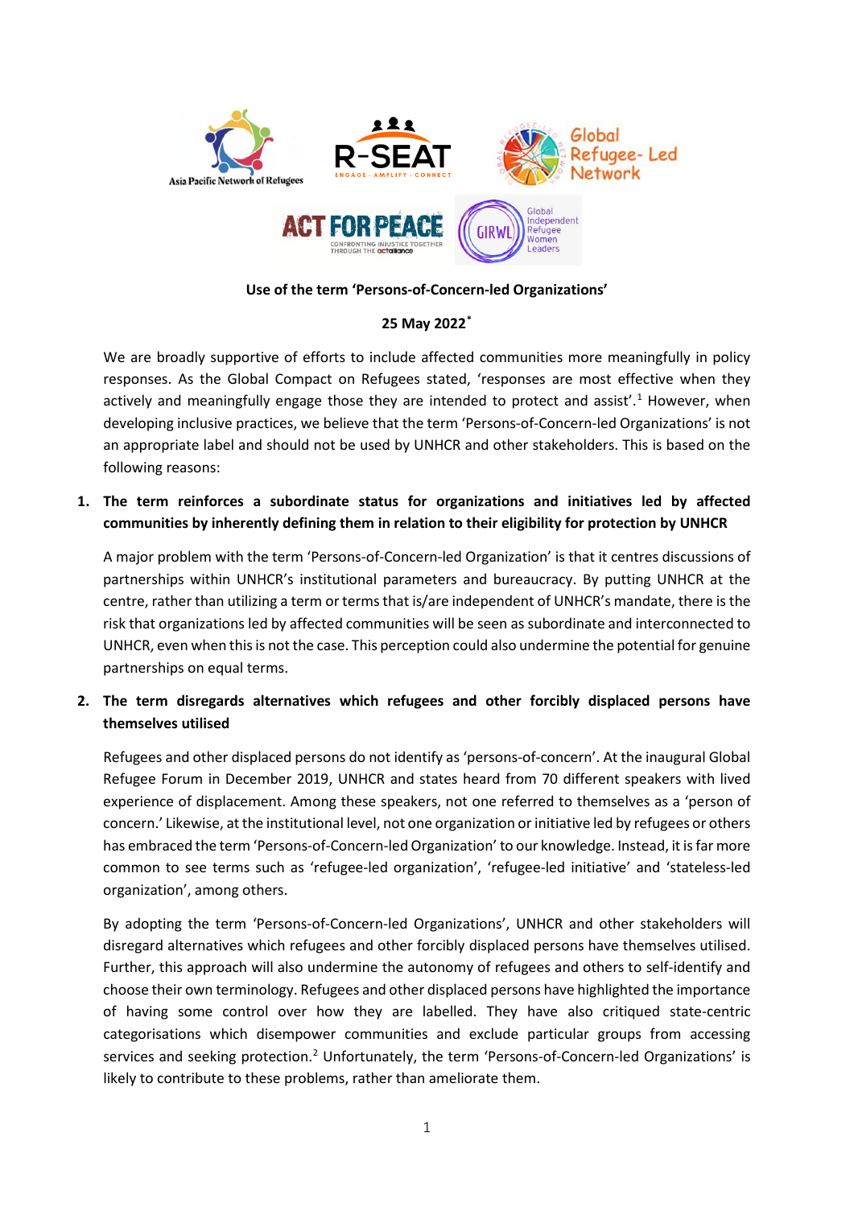**Use of the term 'Persons-of-Concern-led Organizations'**

**25 May 2022***

We are broadly supportive of efforts to include affected communities more meaningfully in policy responses. As the Global Compact on Refugees stated, 'responses are most effective when they actively and meaningfully engage those they are intended to protect and assist'.[1] However, when developing inclusive practices, we believe that the term 'Persons-of-Concern-led Organizations' is not an appropriate label and should not be used by UNHCR and other stakeholders. This is based on the following reasons:

1. **The term reinforces a subordinate status for organizations and initiatives led by affected communities by inherently defining them in relation to their eligibility for protection by UNHCR**

   A major problem with the term 'Persons-of-Concern-led Organization' is that it centres discussions of partnerships within UNHCR's institutional parameters and bureaucracy. By putting UNHCR at the centre, rather than utilizing a term or terms that is/are independent of UNHCR's mandate, there is the risk that organizations led by affected communities will be seen as subordinate and interconnected to UNHCR, even when this is not the case. This perception could also undermine the potential for genuine partnerships on equal terms.

2. **The term disregards alternatives which refugees and other forcibly displaced persons have themselves utilised**

   Refugees and other displaced persons do not identify as 'persons-of-concern'. At the inaugural Global Refugee Forum in December 2019, UNHCR and states heard from 70 different speakers with lived experience of displacement. Among these speakers, not one referred to themselves as a 'person of concern.' Likewise, at the institutional level, not one organization or initiative led by refugees or others has embraced the term 'Persons-of-Concern-led Organization' to our knowledge. Instead, it is far more common to see terms such as 'refugee-led organization', 'refugee-led initiative' and 'stateless-led organization', among others.

   By adopting the term 'Persons-of-Concern-led Organizations', UNHCR and other stakeholders will disregard alternatives which refugees and other forcibly displaced persons have themselves utilised. Further, this approach will also undermine the autonomy of refugees and others to self-identify and choose their own terminology. Refugees and other displaced persons have highlighted the importance of having some control over how they are labelled. They have also critiqued state-centric categorisations which disempower communities and exclude particular groups from accessing services and seeking protection.[2] Unfortunately, the term 'Persons-of-Concern-led Organizations' is likely to contribute to these problems, rather than ameliorate them.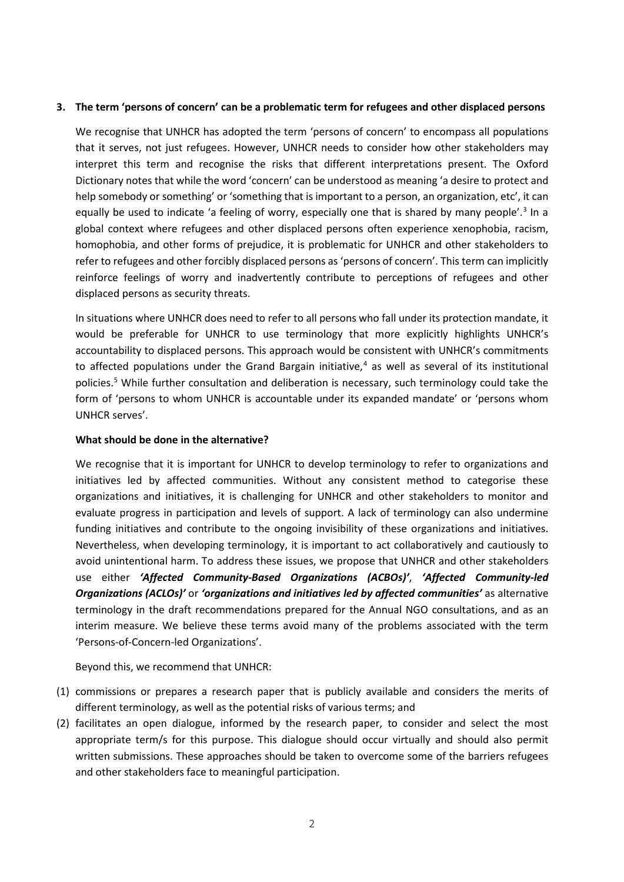### 3. The term 'persons of concern' can be a problematic term for refugees and other displaced persons

We recognise that UNHCR has adopted the term 'persons of concern' to encompass all populations that it serves, not just refugees. However, UNHCR needs to consider how other stakeholders may interpret this term and recognise the risks that different interpretations present. The Oxford Dictionary notes that while the word 'concern' can be understood as meaning 'a desire to protect and help somebody or something' or 'something that is important to a person, an organization, etc', it can equally be used to indicate 'a feeling of worry, especially one that is shared by many people'.[3] In a global context where refugees and other displaced persons often experience xenophobia, racism, homophobia, and other forms of prejudice, it is problematic for UNHCR and other stakeholders to refer to refugees and other forcibly displaced persons as 'persons of concern'. This term can implicitly reinforce feelings of worry and inadvertently contribute to perceptions of refugees and other displaced persons as security threats.

In situations where UNHCR does need to refer to all persons who fall under its protection mandate, it would be preferable for UNHCR to use terminology that more explicitly highlights UNHCR's accountability to displaced persons. This approach would be consistent with UNHCR's commitments to affected populations under the Grand Bargain initiative,[4] as well as several of its institutional policies.[5] While further consultation and deliberation is necessary, such terminology could take the form of 'persons to whom UNHCR is accountable under its expanded mandate' or 'persons whom UNHCR serves'.

**What should be done in the alternative?**

We recognise that it is important for UNHCR to develop terminology to refer to organizations and initiatives led by affected communities. Without any consistent method to categorise these organizations and initiatives, it is challenging for UNHCR and other stakeholders to monitor and evaluate progress in participation and levels of support. A lack of terminology can also undermine funding initiatives and contribute to the ongoing invisibility of these organizations and initiatives. Nevertheless, when developing terminology, it is important to act collaboratively and cautiously to avoid unintentional harm. To address these issues, we propose that UNHCR and other stakeholders use either ***'Affected Community-Based Organizations (ACBOs)'***, ***'Affected Community-led Organizations (ACLOs)'*** or ***'organizations and initiatives led by affected communities'*** as alternative terminology in the draft recommendations prepared for the Annual NGO consultations, and as an interim measure. We believe these terms avoid many of the problems associated with the term 'Persons-of-Concern-led Organizations'.

Beyond this, we recommend that UNHCR:

(1) commissions or prepares a research paper that is publicly available and considers the merits of different terminology, as well as the potential risks of various terms; and

(2) facilitates an open dialogue, informed by the research paper, to consider and select the most appropriate term/s for this purpose. This dialogue should occur virtually and should also permit written submissions. These approaches should be taken to overcome some of the barriers refugees and other stakeholders face to meaningful participation.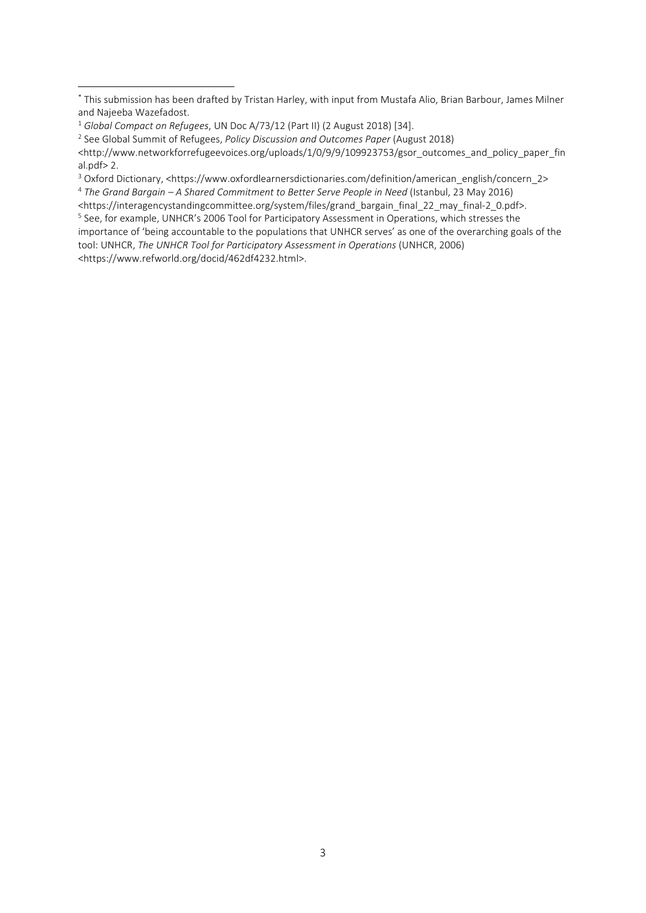---

[*] This submission has been drafted by Tristan Harley, with input from Mustafa Alio, Brian Barbour, James Milner and Najeeba Wazefadost.

[1] *Global Compact on Refugees*, UN Doc A/73/12 (Part II) (2 August 2018) [34].

[2] See Global Summit of Refugees, *Policy Discussion and Outcomes Paper* (August 2018) <http://www.networkforrefugeevoices.org/uploads/1/0/9/9/109923753/gsor_outcomes_and_policy_paper_final.pdf> 2.

[3] Oxford Dictionary, <https://www.oxfordlearnersdictionaries.com/definition/american_english/concern_2>

[4] *The Grand Bargain – A Shared Commitment to Better Serve People in Need* (Istanbul, 23 May 2016) <https://interagencystandingcommittee.org/system/files/grand_bargain_final_22_may_final-2_0.pdf>.

[5] See, for example, UNHCR's 2006 Tool for Participatory Assessment in Operations, which stresses the importance of 'being accountable to the populations that UNHCR serves' as one of the overarching goals of the tool: UNHCR, *The UNHCR Tool for Participatory Assessment in Operations* (UNHCR, 2006) <https://www.refworld.org/docid/462df4232.html>.